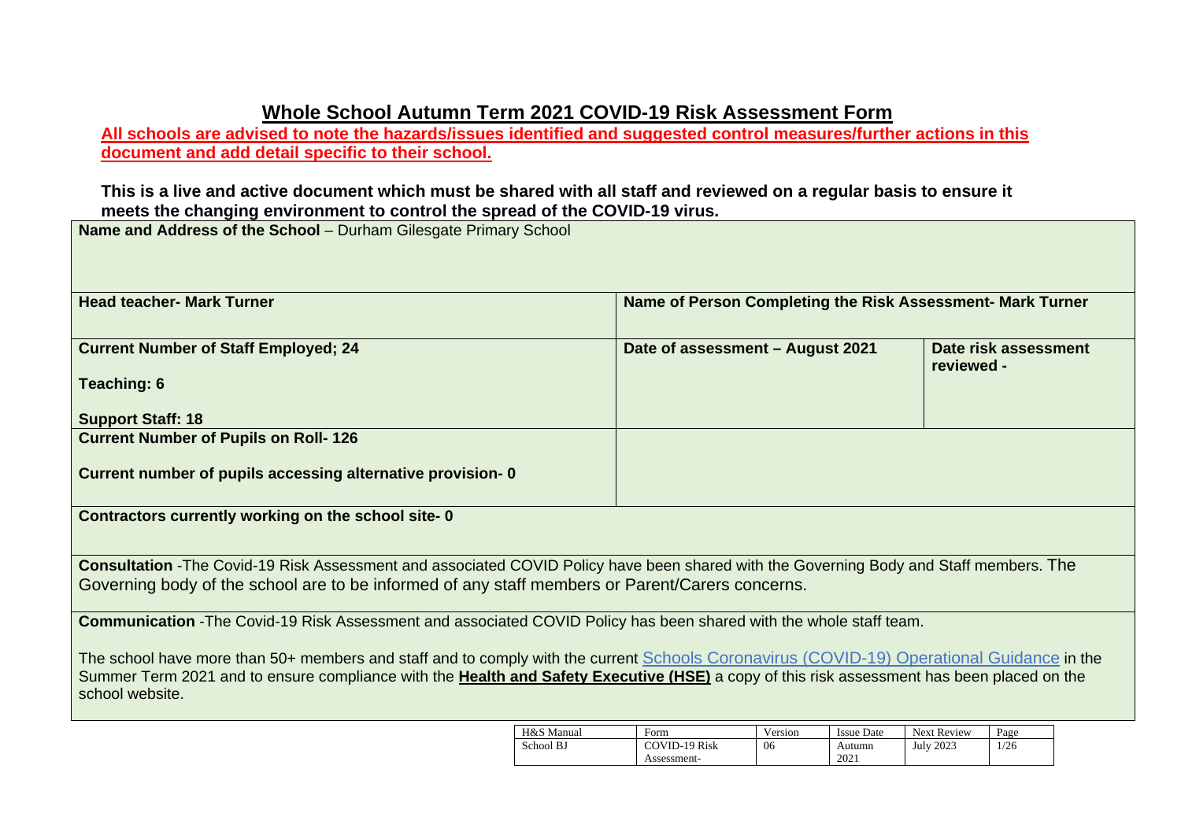# Whole School Autumn Term 2021 COVID-19 Risk Assessment Form

**All schools are advised to note the hazards/issues identified and suggested control measures/further actions in this document and add detail specific to their school.**

**This is a live and active document which must be shared with all staff and reviewed on a regular basis to ensure it meets the changing environment to control the spread of the COVID-19 virus.**

| | | |
|---|---|---|
| **Name and Address of the School** – Durham Gilesgate Primary School | | |
| **Head teacher- Mark Turner** | **Name of Person Completing the Risk Assessment- Mark Turner** | |
| **Current Number of Staff Employed; 24**<br><br>**Teaching: 6**<br><br>**Support Staff: 18** | **Date of assessment – August 2021** | **Date risk assessment reviewed -** |
| **Current Number of Pupils on Roll- 126**<br><br>**Current number of pupils accessing alternative provision- 0** | | |
| **Contractors currently working on the school site- 0** | | |
| **Consultation** -The Covid-19 Risk Assessment and associated COVID Policy have been shared with the Governing Body and Staff members. The Governing body of the school are to be informed of any staff members or Parent/Carers concerns. | | |
| **Communication** -The Covid-19 Risk Assessment and associated COVID Policy has been shared with the whole staff team.<br><br>The school have more than 50+ members and staff and to comply with the current Schools Coronavirus (COVID-19) Operational Guidance in the Summer Term 2021 and to ensure compliance with the **Health and Safety Executive (HSE)** a copy of this risk assessment has been placed on the school website. | | |

| H&S Manual | Form | Version | Issue Date | Next Review |
|---|---|---|---|---|
| School BJ | COVID-19 Risk Assessment- | 06 | Autumn 2021 | July 2023 |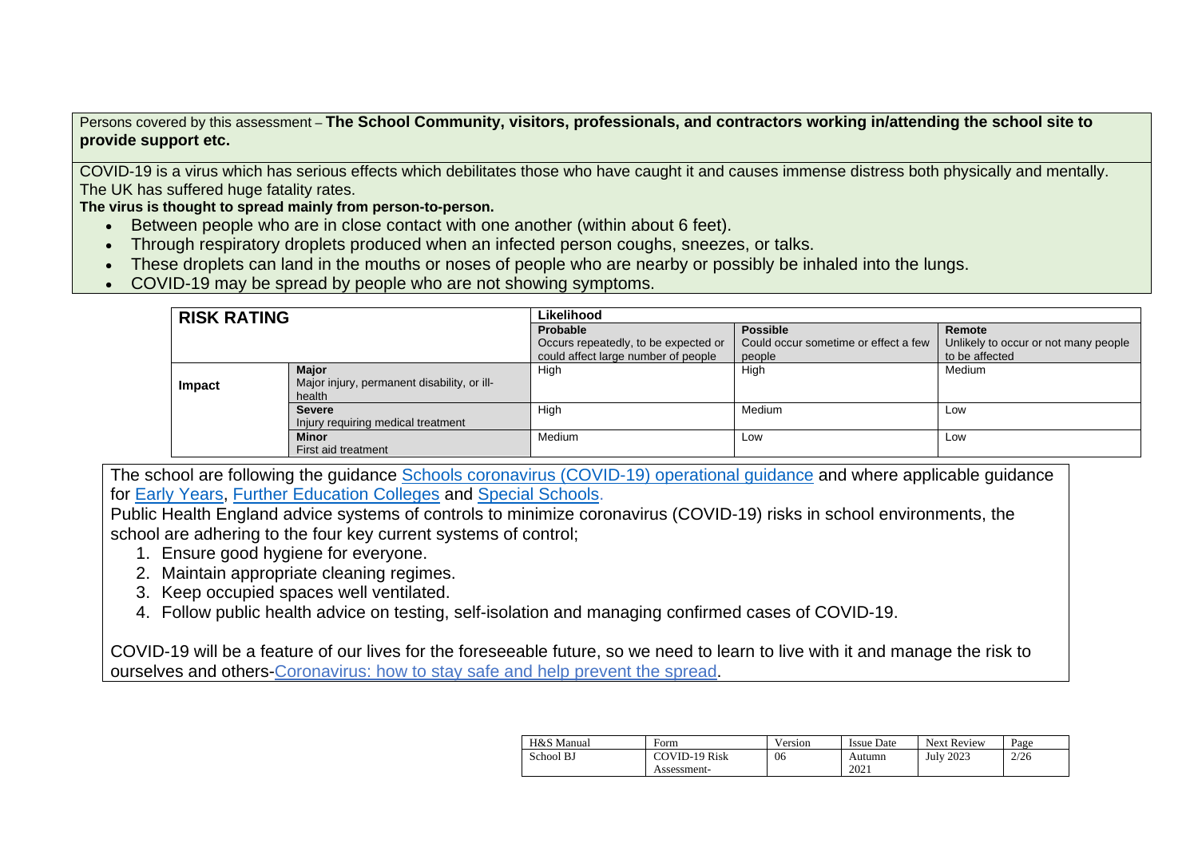Persons covered by this assessment – **The School Community, visitors, professionals, and contractors working in/attending the school site to provide support etc.**

COVID-19 is a virus which has serious effects which debilitates those who have caught it and causes immense distress both physically and mentally. The UK has suffered huge fatality rates.

**The virus is thought to spread mainly from person-to-person.**

- Between people who are in close contact with one another (within about 6 feet).
- Through respiratory droplets produced when an infected person coughs, sneezes, or talks.
- These droplets can land in the mouths or noses of people who are nearby or possibly be inhaled into the lungs.
- COVID-19 may be spread by people who are not showing symptoms.

| **RISK RATING** | | **Likelihood** | | |
|---|---|---|---|---|
| | | **Probable** Occurs repeatedly, to be expected or could affect large number of people | **Possible** Could occur sometime or effect a few people | **Remote** Unlikely to occur or not many people to be affected |
| **Impact** | **Major** Major injury, permanent disability, or ill-health | High | High | Medium |
| | **Severe** Injury requiring medical treatment | High | Medium | Low |
| | **Minor** First aid treatment | Medium | Low | Low |

The school are following the guidance [Schools coronavirus (COVID-19) operational guidance] and where applicable guidance for [Early Years], [Further Education Colleges] and [Special Schools].

Public Health England advice systems of controls to minimize coronavirus (COVID-19) risks in school environments, the school are adhering to the four key current systems of control;

1. Ensure good hygiene for everyone.
2. Maintain appropriate cleaning regimes.
3. Keep occupied spaces well ventilated.
4. Follow public health advice on testing, self-isolation and managing confirmed cases of COVID-19.

COVID-19 will be a feature of our lives for the foreseeable future, so we need to learn to live with it and manage the risk to ourselves and others-[Coronavirus: how to stay safe and help prevent the spread].

| H&S Manual | Form | Version | Issue Date | Next Review |
|---|---|---|---|---|
| School BJ | COVID-19 Risk Assessment- | 06 | Autumn 2021 | July 2023 |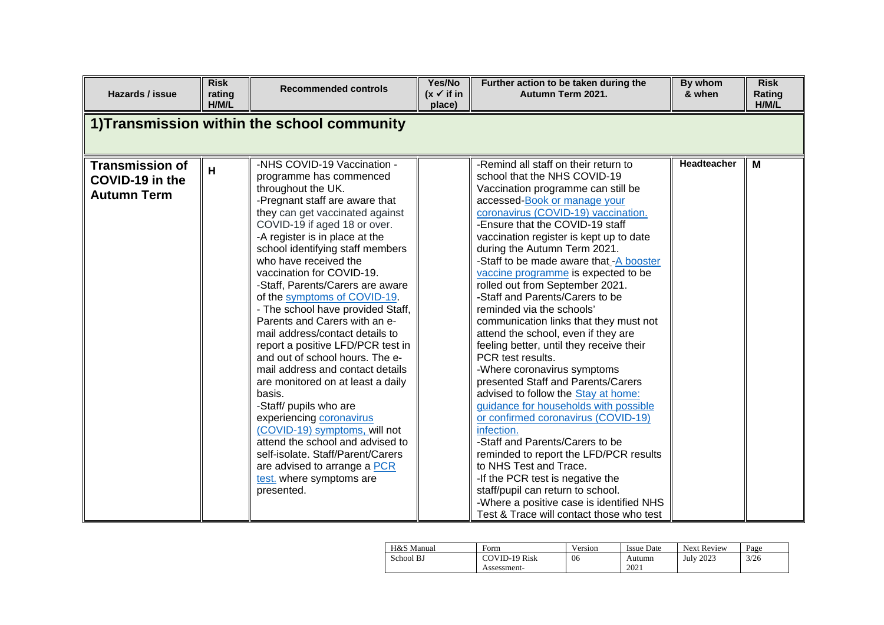| Hazards / issue | Risk rating H/M/L | Recommended controls | Yes/No (x ✓ if in place) | Further action to be taken during the Autumn Term 2021. | By whom & when | Risk Rating H/M/L |
|---|---|---|---|---|---|---|
| **1)Transmission within the school community** | | | | | | |
| **Transmission of COVID-19 in the Autumn Term** | **H** | -NHS COVID-19 Vaccination - programme has commenced throughout the UK.<br>-Pregnant staff are aware that they can get vaccinated against COVID-19 if aged 18 or over.<br>-A register is in place at the school identifying staff members who have received the vaccination for COVID-19.<br>-Staff, Parents/Carers are aware of the symptoms of COVID-19.<br>- The school have provided Staff, Parents and Carers with an e-mail address/contact details to report a positive LFD/PCR test in and out of school hours. The e-mail address and contact details are monitored on at least a daily basis.<br>-Staff/ pupils who are experiencing coronavirus (COVID-19) symptoms, will not attend the school and advised to self-isolate. Staff/Parent/Carers are advised to arrange a PCR test. where symptoms are presented. | | -Remind all staff on their return to school that the NHS COVID-19 Vaccination programme can still be accessed-Book or manage your coronavirus (COVID-19) vaccination.<br>-Ensure that the COVID-19 staff vaccination register is kept up to date during the Autumn Term 2021.<br>-Staff to be made aware that -A booster vaccine programme is expected to be rolled out from September 2021.<br>-Staff and Parents/Carers to be reminded via the schools' communication links that they must not attend the school, even if they are feeling better, until they receive their PCR test results.<br>-Where coronavirus symptoms presented Staff and Parents/Carers advised to follow the Stay at home: guidance for households with possible or confirmed coronavirus (COVID-19) infection.<br>-Staff and Parents/Carers to be reminded to report the LFD/PCR results to NHS Test and Trace.<br>-If the PCR test is negative the staff/pupil can return to school.<br>-Where a positive case is identified NHS Test & Trace will contact those who test | **Headteacher** | **M** |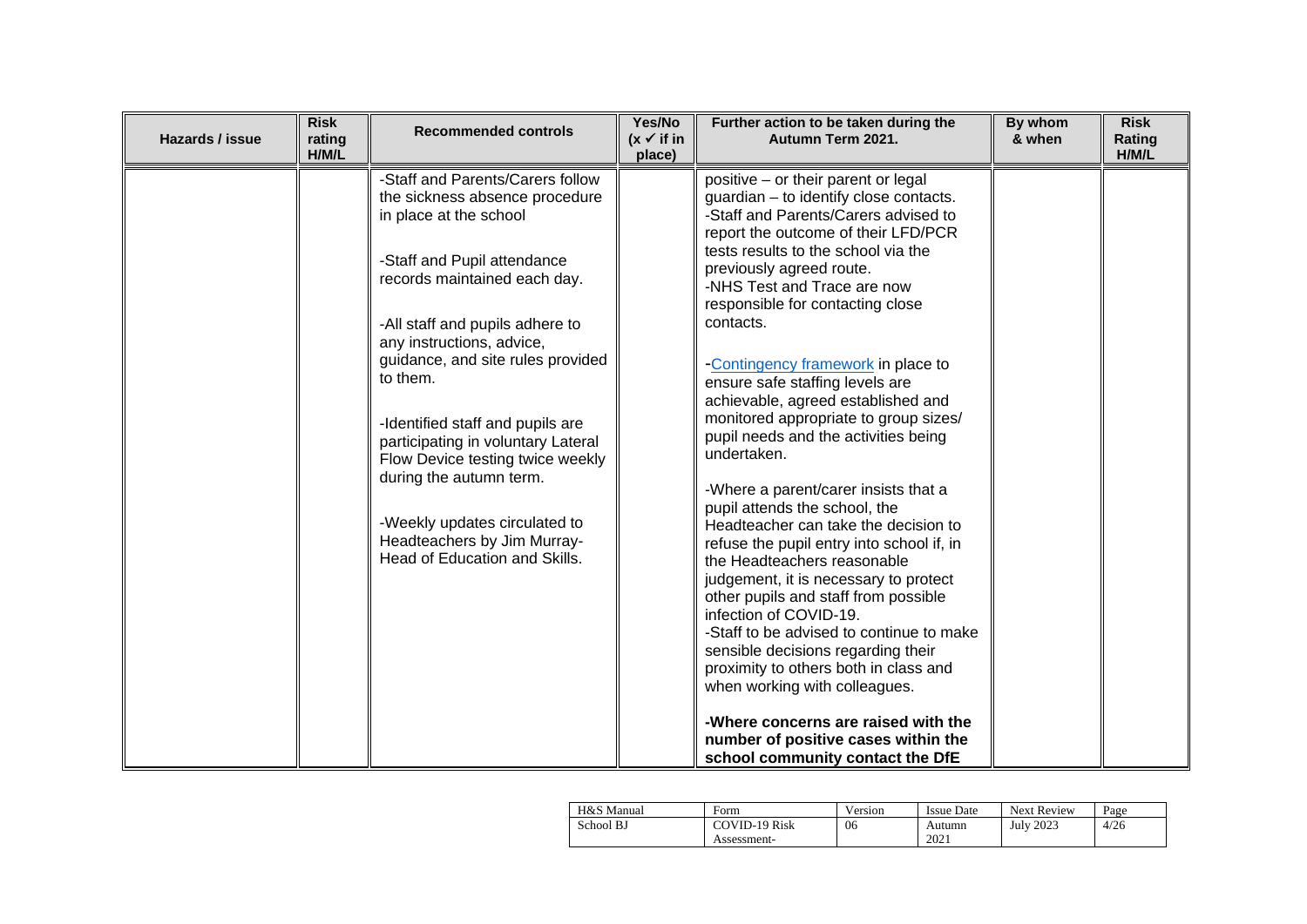| Hazards / issue | Risk rating H/M/L | Recommended controls | Yes/No (x ✓ if in place) | Further action to be taken during the Autumn Term 2021. | By whom & when | Risk Rating H/M/L |
|---|---|---|---|---|---|---|
| | | -Staff and Parents/Carers follow the sickness absence procedure in place at the school<br><br>-Staff and Pupil attendance records maintained each day.<br><br>-All staff and pupils adhere to any instructions, advice, guidance, and site rules provided to them.<br><br>-Identified staff and pupils are participating in voluntary Lateral Flow Device testing twice weekly during the autumn term.<br><br>-Weekly updates circulated to Headteachers by Jim Murray-Head of Education and Skills. | | positive – or their parent or legal guardian – to identify close contacts.<br>-Staff and Parents/Carers advised to report the outcome of their LFD/PCR tests results to the school via the previously agreed route.<br>-NHS Test and Trace are now responsible for contacting close contacts.<br><br>-Contingency framework in place to ensure safe staffing levels are achievable, agreed established and monitored appropriate to group sizes/ pupil needs and the activities being undertaken.<br><br>-Where a parent/carer insists that a pupil attends the school, the Headteacher can take the decision to refuse the pupil entry into school if, in the Headteachers reasonable judgement, it is necessary to protect other pupils and staff from possible infection of COVID-19.<br>-Staff to be advised to continue to make sensible decisions regarding their proximity to others both in class and when working with colleagues.<br><br>**-Where concerns are raised with the number of positive cases within the school community contact the DfE** | | |

| H&S Manual | Form | Version | Issue Date | Next Review | Page |
|---|---|---|---|---|---|
| School BJ | COVID-19 Risk Assessment- | 06 | Autumn 2021 | July 2023 | 4/26 |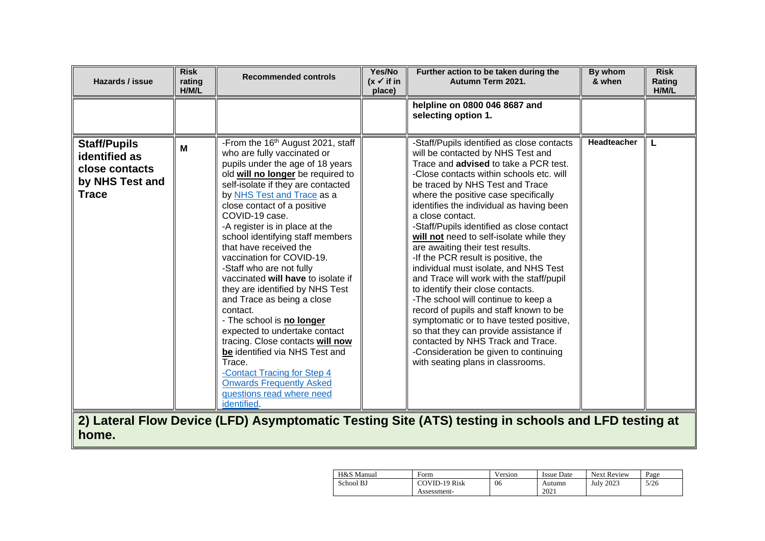| Hazards / issue | Risk rating H/M/L | Recommended controls | Yes/No (x ✓ if in place) | Further action to be taken during the Autumn Term 2021. | By whom & when | Risk Rating H/M/L |
|---|---|---|---|---|---|---|
| | | | | **helpline on 0800 046 8687 and selecting option 1.** | | |
| **Staff/Pupils identified as close contacts by NHS Test and Trace** | **M** | -From the 16th August 2021, staff who are fully vaccinated or pupils under the age of 18 years old **will no longer** be required to self-isolate if they are contacted by [NHS Test and Trace] as a close contact of a positive COVID-19 case.<br>-A register is in place at the school identifying staff members that have received the vaccination for COVID-19.<br>-Staff who are not fully vaccinated **will have** to isolate if they are identified by NHS Test and Trace as being a close contact.<br>- The school is **no longer** expected to undertake contact tracing. Close contacts **will now be** identified via NHS Test and Trace.<br>[-Contact Tracing for Step 4 Onwards Frequently Asked questions read where need identified]. | | -Staff/Pupils identified as close contacts will be contacted by NHS Test and Trace and **advised** to take a PCR test.<br>-Close contacts within schools etc. will be traced by NHS Test and Trace where the positive case specifically identifies the individual as having been a close contact.<br>-Staff/Pupils identified as close contact **will not** need to self-isolate while they are awaiting their test results.<br>-If the PCR result is positive, the individual must isolate, and NHS Test and Trace will work with the staff/pupil to identify their close contacts.<br>-The school will continue to keep a record of pupils and staff known to be symptomatic or to have tested positive, so that they can provide assistance if contacted by NHS Track and Trace.<br>-Consideration be given to continuing with seating plans in classrooms. | **Headteacher** | **L** |

## 2) Lateral Flow Device (LFD) Asymptomatic Testing Site (ATS) testing in schools and LFD testing at home.

| H&S Manual | Form | Version | Issue Date | Next Review |
|---|---|---|---|---|
| School BJ | COVID-19 Risk Assessment- | 06 | Autumn 2021 | July 2023 |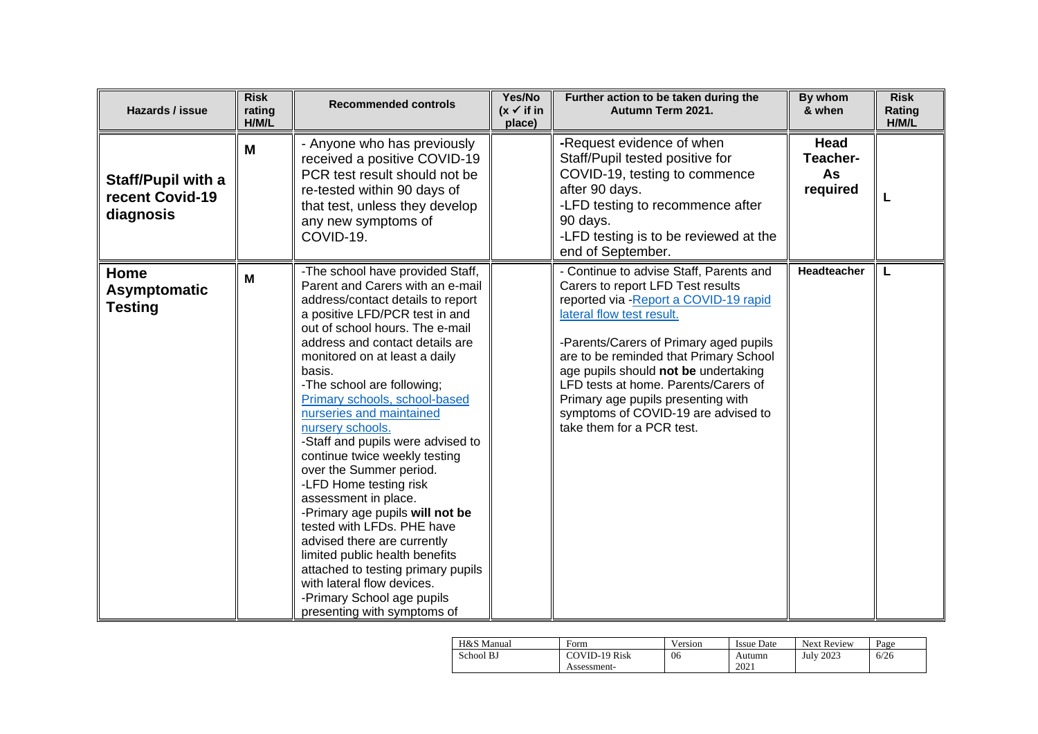| Hazards / issue | Risk rating H/M/L | Recommended controls | Yes/No (x ✓ if in place) | Further action to be taken during the Autumn Term 2021. | By whom & when | Risk Rating H/M/L |
|---|---|---|---|---|---|---|
| **Staff/Pupil with a recent Covid-19 diagnosis** | **M** | - Anyone who has previously received a positive COVID-19 PCR test result should not be re-tested within 90 days of that test, unless they develop any new symptoms of COVID-19. | | -Request evidence of when Staff/Pupil tested positive for COVID-19, testing to commence after 90 days.<br>-LFD testing to recommence after 90 days.<br>-LFD testing is to be reviewed at the end of September. | **Head Teacher- As required** | **L** |
| **Home Asymptomatic Testing** | **M** | -The school have provided Staff, Parent and Carers with an e-mail address/contact details to report a positive LFD/PCR test in and out of school hours. The e-mail address and contact details are monitored on at least a daily basis.<br>-The school are following; [Primary schools, school-based nurseries and maintained nursery schools.]()<br>-Staff and pupils were advised to continue twice weekly testing over the Summer period.<br>-LFD Home testing risk assessment in place.<br>-Primary age pupils **will not be** tested with LFDs. PHE have advised there are currently limited public health benefits attached to testing primary pupils with lateral flow devices.<br>-Primary School age pupils presenting with symptoms of | | - Continue to advise Staff, Parents and Carers to report LFD Test results reported via -[Report a COVID-19 rapid lateral flow test result.]()<br><br>-Parents/Carers of Primary aged pupils are to be reminded that Primary School age pupils should **not be** undertaking LFD tests at home. Parents/Carers of Primary age pupils presenting with symptoms of COVID-19 are advised to take them for a PCR test. | **Headteacher** | **L** |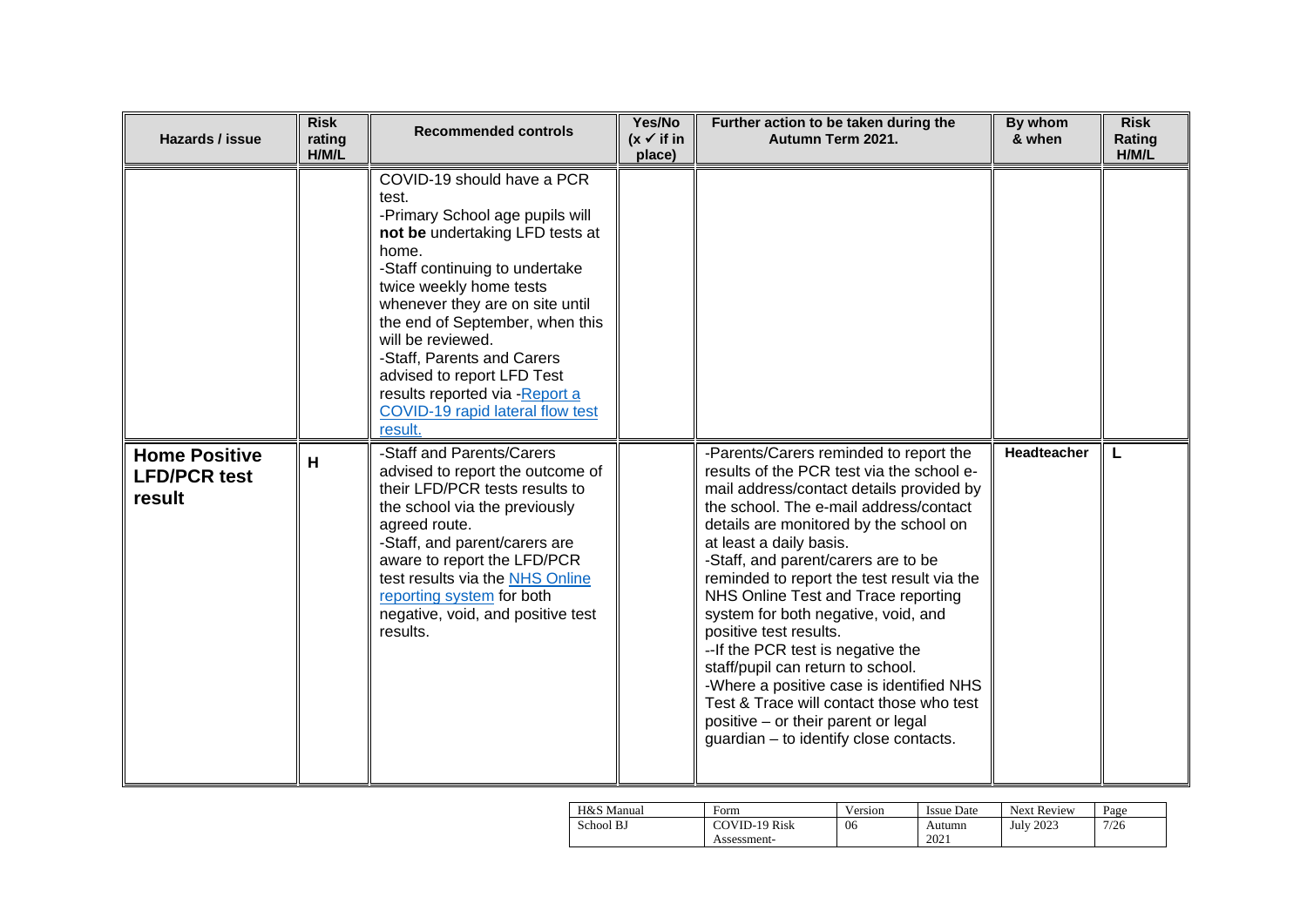| Hazards / issue | Risk rating H/M/L | Recommended controls | Yes/No (x ✓ if in place) | Further action to be taken during the Autumn Term 2021. | By whom & when | Risk Rating H/M/L |
|---|---|---|---|---|---|---|
| | | COVID-19 should have a PCR test.<br>-Primary School age pupils will **not be** undertaking LFD tests at home.<br>-Staff continuing to undertake twice weekly home tests whenever they are on site until the end of September, when this will be reviewed.<br>-Staff, Parents and Carers advised to report LFD Test results reported via -[Report a COVID-19 rapid lateral flow test result.]() | | | | |
| **Home Positive LFD/PCR test result** | **H** | -Staff and Parents/Carers advised to report the outcome of their LFD/PCR tests results to the school via the previously agreed route.<br>-Staff, and parent/carers are aware to report the LFD/PCR test results via the [NHS Online reporting system]() for both negative, void, and positive test results. | | -Parents/Carers reminded to report the results of the PCR test via the school e-mail address/contact details provided by the school. The e-mail address/contact details are monitored by the school on at least a daily basis.<br>-Staff, and parent/carers are to be reminded to report the test result via the NHS Online Test and Trace reporting system for both negative, void, and positive test results.<br>--If the PCR test is negative the staff/pupil can return to school.<br>-Where a positive case is identified NHS Test & Trace will contact those who test positive – or their parent or legal guardian – to identify close contacts. | **Headteacher** | **L** |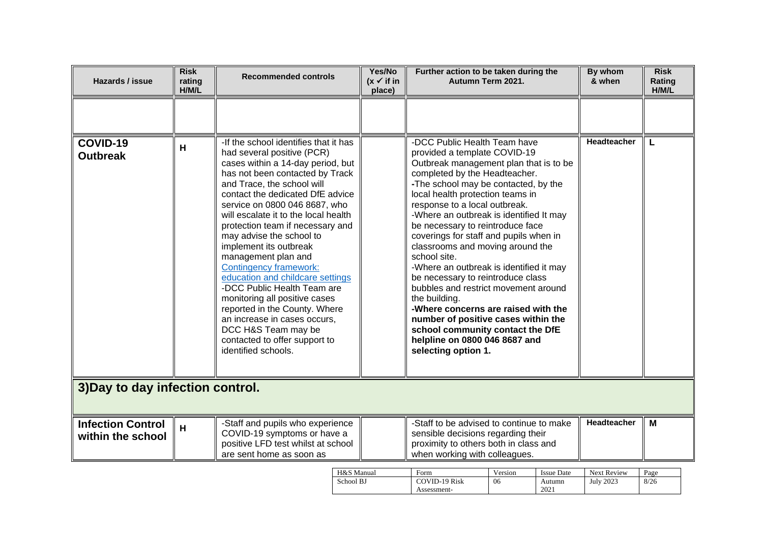| Hazards / issue | Risk rating H/M/L | Recommended controls | Yes/No (x ✓ if in place) | Further action to be taken during the Autumn Term 2021. | By whom & when | Risk Rating H/M/L |
|---|---|---|---|---|---|---|
| | | | | | | |
| **COVID-19 Outbreak** | **H** | -If the school identifies that it has had several positive (PCR) cases within a 14-day period, but has not been contacted by Track and Trace, the school will contact the dedicated DfE advice service on 0800 046 8687, who will escalate it to the local health protection team if necessary and may advise the school to implement its outbreak management plan and [Contingency framework: education and childcare settings](#)<br>-DCC Public Health Team are monitoring all positive cases reported in the County. Where an increase in cases occurs, DCC H&S Team may be contacted to offer support to identified schools. | | -DCC Public Health Team have provided a template COVID-19 Outbreak management plan that is to be completed by the Headteacher.<br>-The school may be contacted, by the local health protection teams in response to a local outbreak.<br>-Where an outbreak is identified It may be necessary to reintroduce face coverings for staff and pupils when in classrooms and moving around the school site.<br>-Where an outbreak is identified it may be necessary to reintroduce class bubbles and restrict movement around the building.<br>**-Where concerns are raised with the number of positive cases within the school community contact the DfE helpline on 0800 046 8687 and selecting option 1.** | **Headteacher** | **L** |
| **3)Day to day infection control.** | | | | | | |
| **Infection Control within the school** | **H** | -Staff and pupils who experience COVID-19 symptoms or have a positive LFD test whilst at school are sent home as soon as | | -Staff to be advised to continue to make sensible decisions regarding their proximity to others both in class and when working with colleagues. | **Headteacher** | **M** |

| H&S Manual | Form | Version | Issue Date | Next Review |
|---|---|---|---|---|
| School BJ | COVID-19 Risk Assessment- | 06 | Autumn 2021 | July 2023 |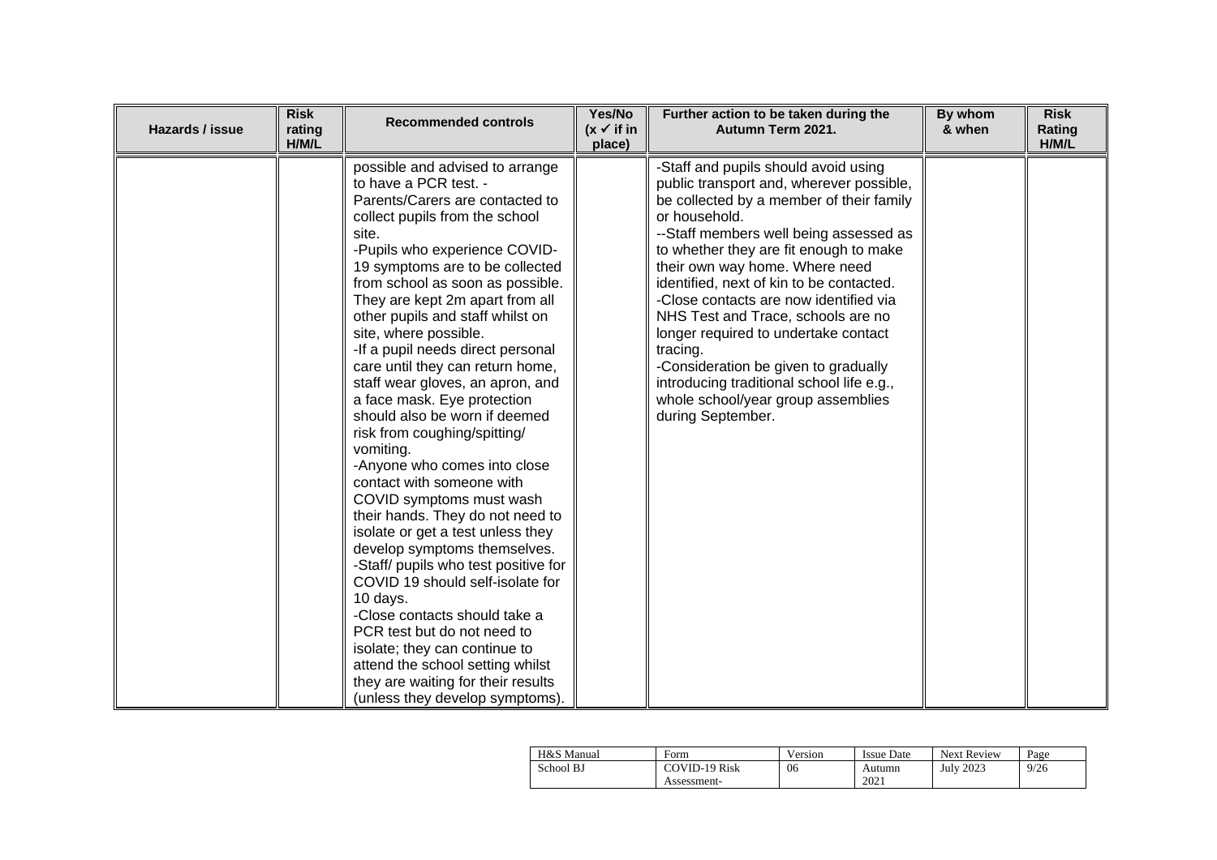| Hazards / issue | Risk rating H/M/L | Recommended controls | Yes/No (x ✓ if in place) | Further action to be taken during the Autumn Term 2021. | By whom & when | Risk Rating H/M/L |
|---|---|---|---|---|---|---|
| | | possible and advised to arrange to have a PCR test. -<br>Parents/Carers are contacted to collect pupils from the school site.<br>-Pupils who experience COVID-19 symptoms are to be collected from school as soon as possible. They are kept 2m apart from all other pupils and staff whilst on site, where possible.<br>-If a pupil needs direct personal care until they can return home, staff wear gloves, an apron, and a face mask. Eye protection should also be worn if deemed risk from coughing/spitting/ vomiting.<br>-Anyone who comes into close contact with someone with COVID symptoms must wash their hands. They do not need to isolate or get a test unless they develop symptoms themselves.<br>-Staff/ pupils who test positive for COVID 19 should self-isolate for 10 days.<br>-Close contacts should take a PCR test but do not need to isolate; they can continue to attend the school setting whilst they are waiting for their results (unless they develop symptoms). | | -Staff and pupils should avoid using public transport and, wherever possible, be collected by a member of their family or household.<br>--Staff members well being assessed as to whether they are fit enough to make their own way home. Where need identified, next of kin to be contacted.<br>-Close contacts are now identified via NHS Test and Trace, schools are no longer required to undertake contact tracing.<br>-Consideration be given to gradually introducing traditional school life e.g., whole school/year group assemblies during September. | | |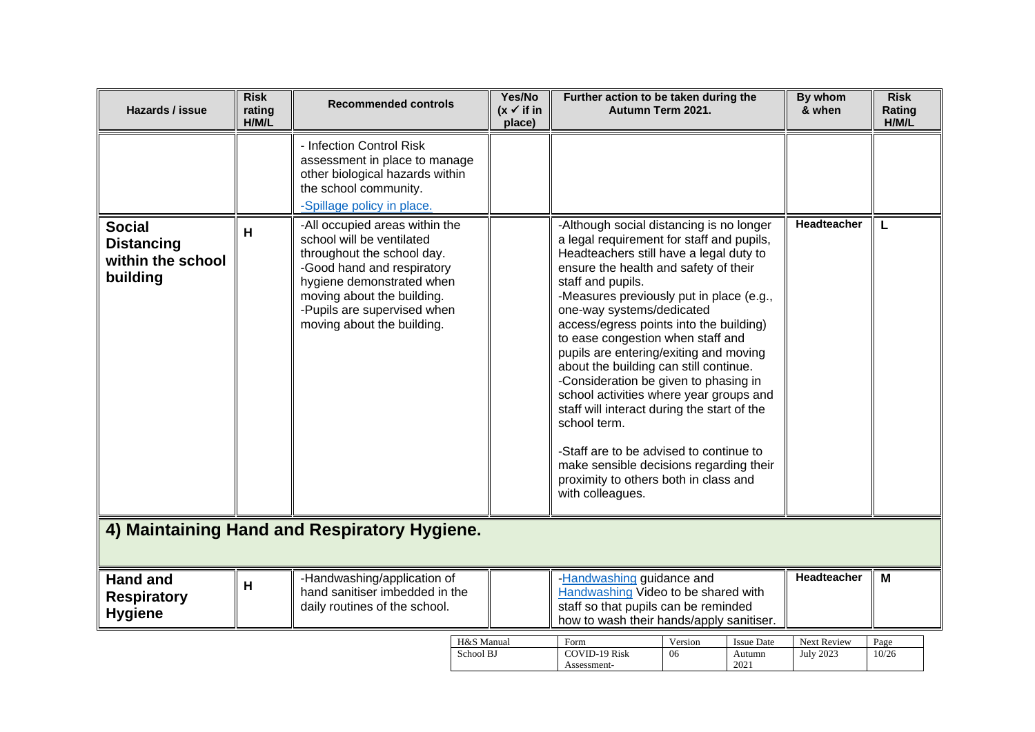| Hazards / issue | Risk rating H/M/L | Recommended controls | Yes/No (x ✓ if in place) | Further action to be taken during the Autumn Term 2021. | By whom & when | Risk Rating H/M/L |
|---|---|---|---|---|---|---|
| | | - Infection Control Risk assessment in place to manage other biological hazards within the school community.<br>-Spillage policy in place. | | | | |
| **Social Distancing within the school building** | **H** | -All occupied areas within the school will be ventilated throughout the school day.<br>-Good hand and respiratory hygiene demonstrated when moving about the building.<br>-Pupils are supervised when moving about the building. | | -Although social distancing is no longer a legal requirement for staff and pupils, Headteachers still have a legal duty to ensure the health and safety of their staff and pupils.<br>-Measures previously put in place (e.g., one-way systems/dedicated access/egress points into the building) to ease congestion when staff and pupils are entering/exiting and moving about the building can still continue.<br>-Consideration be given to phasing in school activities where year groups and staff will interact during the start of the school term.<br><br>-Staff are to be advised to continue to make sensible decisions regarding their proximity to others both in class and with colleagues. | **Headteacher** | **L** |

## 4) Maintaining Hand and Respiratory Hygiene.

| Hazards / issue | Risk rating H/M/L | Recommended controls | Yes/No (x ✓ if in place) | Further action to be taken during the Autumn Term 2021. | By whom & when | Risk Rating H/M/L |
|---|---|---|---|---|---|---|
| **Hand and Respiratory Hygiene** | **H** | -Handwashing/application of hand sanitiser imbedded in the daily routines of the school. | | -Handwashing guidance and Handwashing Video to be shared with staff so that pupils can be reminded how to wash their hands/apply sanitiser. | **Headteacher** | **M** |

| H&S Manual | Form | Version | Issue Date | Next Review |
|---|---|---|---|---|
| School BJ | COVID-19 Risk Assessment- | 06 | Autumn 2021 | July 2023 |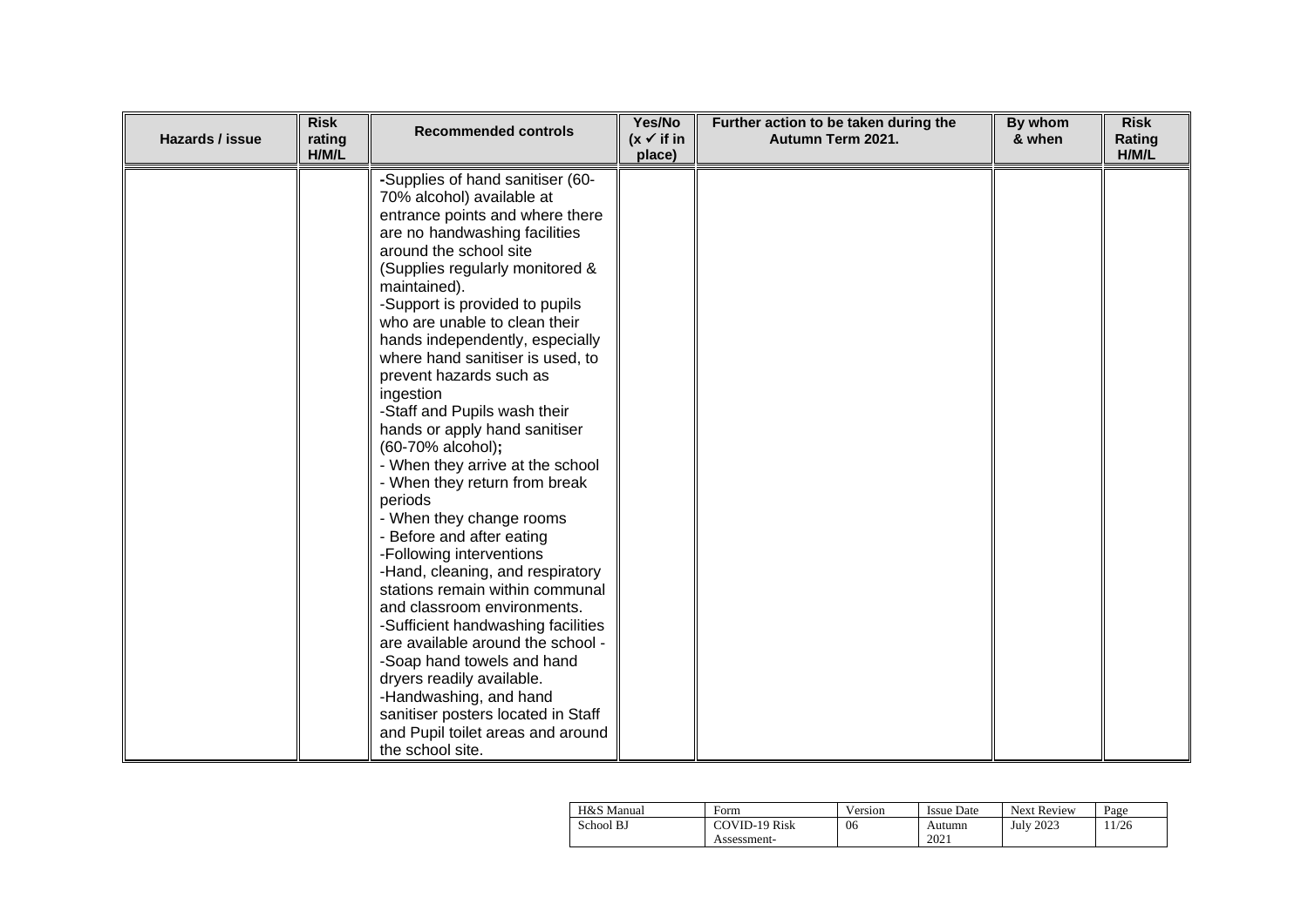| Hazards / issue | Risk rating H/M/L | Recommended controls | Yes/No (x ✓ if in place) | Further action to be taken during the Autumn Term 2021. | By whom & when | Risk Rating H/M/L |
|---|---|---|---|---|---|---|
| | | -Supplies of hand sanitiser (60-70% alcohol) available at entrance points and where there are no handwashing facilities around the school site (Supplies regularly monitored & maintained).<br>-Support is provided to pupils who are unable to clean their hands independently, especially where hand sanitiser is used, to prevent hazards such as ingestion<br>-Staff and Pupils wash their hands or apply hand sanitiser (60-70% alcohol)**;**<br>- When they arrive at the school<br>- When they return from break periods<br>- When they change rooms<br>- Before and after eating<br>-Following interventions<br>-Hand, cleaning, and respiratory stations remain within communal and classroom environments.<br>-Sufficient handwashing facilities are available around the school -<br>-Soap hand towels and hand dryers readily available.<br>-Handwashing, and hand sanitiser posters located in Staff and Pupil toilet areas and around the school site. | | | | |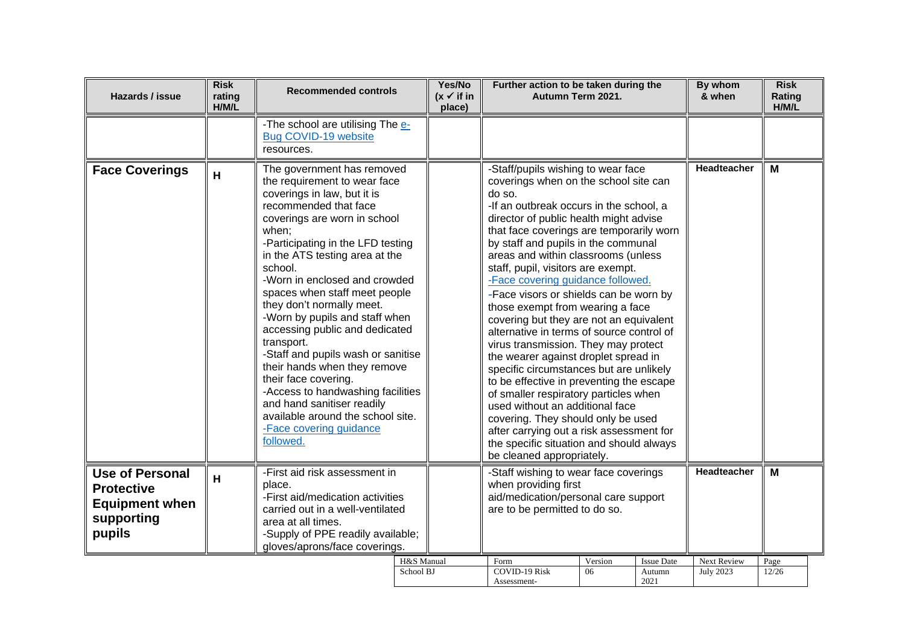| Hazards / issue | Risk rating H/M/L | Recommended controls | Yes/No (x ✓ if in place) | Further action to be taken during the Autumn Term 2021. | By whom & when | Risk Rating H/M/L |
|---|---|---|---|---|---|---|
| | | -The school are utilising The [e-Bug COVID-19 website](#) resources. | | | | |
| **Face Coverings** | **H** | The government has removed the requirement to wear face coverings in law, but it is recommended that face coverings are worn in school when;<br>-Participating in the LFD testing in the ATS testing area at the school.<br>-Worn in enclosed and crowded spaces when staff meet people they don't normally meet.<br>-Worn by pupils and staff when accessing public and dedicated transport.<br>-Staff and pupils wash or sanitise their hands when they remove their face covering.<br>-Access to handwashing facilities and hand sanitiser readily available around the school site.<br>[-Face covering guidance followed.](#) | | -Staff/pupils wishing to wear face coverings when on the school site can do so.<br>-If an outbreak occurs in the school, a director of public health might advise that face coverings are temporarily worn by staff and pupils in the communal areas and within classrooms (unless staff, pupil, visitors are exempt.<br>[-Face covering guidance followed.](#)<br>-Face visors or shields can be worn by those exempt from wearing a face covering but they are not an equivalent alternative in terms of source control of virus transmission. They may protect the wearer against droplet spread in specific circumstances but are unlikely to be effective in preventing the escape of smaller respiratory particles when used without an additional face covering. They should only be used after carrying out a risk assessment for the specific situation and should always be cleaned appropriately. | **Headteacher** | **M** |
| **Use of Personal Protective Equipment when supporting pupils** | **H** | -First aid risk assessment in place.<br>-First aid/medication activities carried out in a well-ventilated area at all times.<br>-Supply of PPE readily available; gloves/aprons/face coverings. | | -Staff wishing to wear face coverings when providing first aid/medication/personal care support are to be permitted to do so. | **Headteacher** | **M** |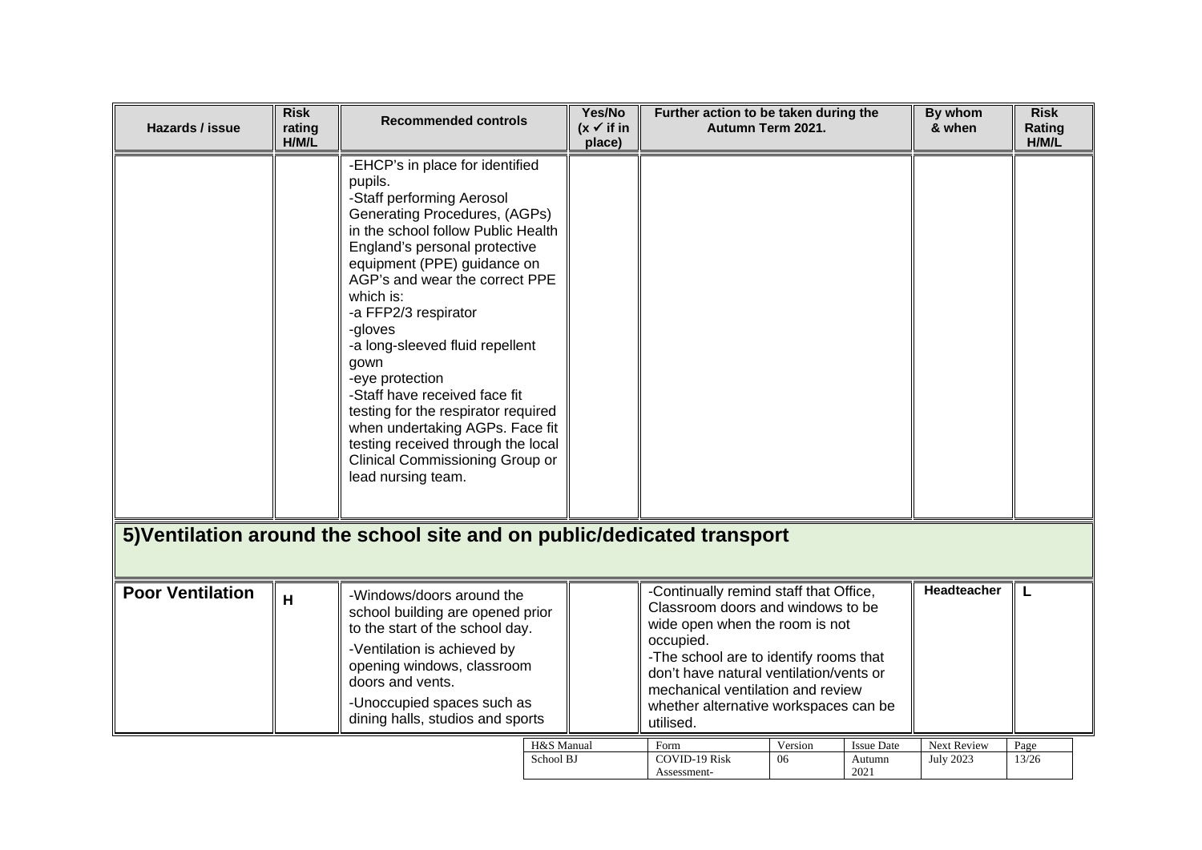| Hazards / issue | Risk rating H/M/L | Recommended controls | Yes/No (x ✓ if in place) | Further action to be taken during the Autumn Term 2021. | By whom & when | Risk Rating H/M/L |
|---|---|---|---|---|---|---|
| | | -EHCP's in place for identified pupils.<br>-Staff performing Aerosol Generating Procedures, (AGPs) in the school follow Public Health England's personal protective equipment (PPE) guidance on AGP's and wear the correct PPE which is:<br>-a FFP2/3 respirator<br>-gloves<br>-a long-sleeved fluid repellent gown<br>-eye protection<br>-Staff have received face fit testing for the respirator required when undertaking AGPs. Face fit testing received through the local Clinical Commissioning Group or lead nursing team. | | | | |
| **5)Ventilation around the school site and on public/dedicated transport** | | | | | | |
| **Poor Ventilation** | **H** | -Windows/doors around the school building are opened prior to the start of the school day.<br>-Ventilation is achieved by opening windows, classroom doors and vents.<br>-Unoccupied spaces such as dining halls, studios and sports | | -Continually remind staff that Office, Classroom doors and windows to be wide open when the room is not occupied.<br>-The school are to identify rooms that don't have natural ventilation/vents or mechanical ventilation and review whether alternative workspaces can be utilised. | **Headteacher** | **L** |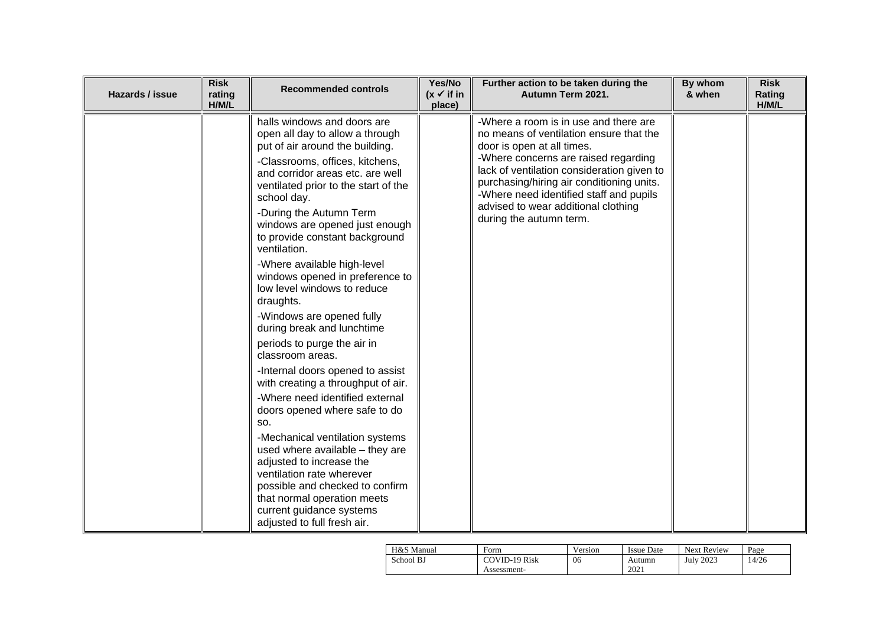| Hazards / issue | Risk rating H/M/L | Recommended controls | Yes/No (x ✓ if in place) | Further action to be taken during the Autumn Term 2021. | By whom & when | Risk Rating H/M/L |
|---|---|---|---|---|---|---|
| | | halls windows and doors are open all day to allow a through put of air around the building.<br>-Classrooms, offices, kitchens, and corridor areas etc. are well ventilated prior to the start of the school day.<br>-During the Autumn Term windows are opened just enough to provide constant background ventilation.<br>-Where available high-level windows opened in preference to low level windows to reduce draughts.<br>-Windows are opened fully during break and lunchtime periods to purge the air in classroom areas.<br>-Internal doors opened to assist with creating a throughput of air.<br>-Where need identified external doors opened where safe to do so.<br>-Mechanical ventilation systems used where available – they are adjusted to increase the ventilation rate wherever possible and checked to confirm that normal operation meets current guidance systems adjusted to full fresh air. | | -Where a room is in use and there are no means of ventilation ensure that the door is open at all times.<br>-Where concerns are raised regarding lack of ventilation consideration given to purchasing/hiring air conditioning units.<br>-Where need identified staff and pupils advised to wear additional clothing during the autumn term. | | |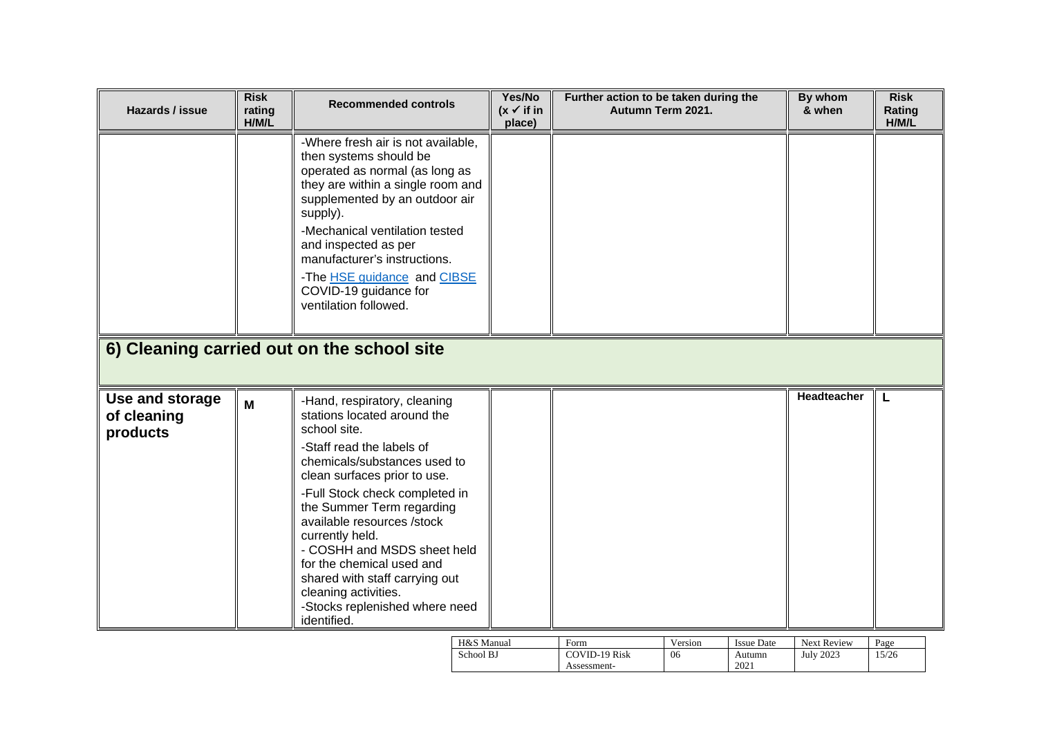| Hazards / issue | Risk rating H/M/L | Recommended controls | Yes/No (x ✓ if in place) | Further action to be taken during the Autumn Term 2021. | By whom & when | Risk Rating H/M/L |
|---|---|---|---|---|---|---|
| | | -Where fresh air is not available, then systems should be operated as normal (as long as they are within a single room and supplemented by an outdoor air supply).<br>-Mechanical ventilation tested and inspected as per manufacturer's instructions.<br>-The HSE guidance and CIBSE COVID-19 guidance for ventilation followed. | | | | |
| **6) Cleaning carried out on the school site** | | | | | | |
| **Use and storage of cleaning products** | **M** | -Hand, respiratory, cleaning stations located around the school site.<br>-Staff read the labels of chemicals/substances used to clean surfaces prior to use.<br>-Full Stock check completed in the Summer Term regarding available resources /stock currently held.<br>- COSHH and MSDS sheet held for the chemical used and shared with staff carrying out cleaning activities.<br>-Stocks replenished where need identified. | | | **Headteacher** | **L** |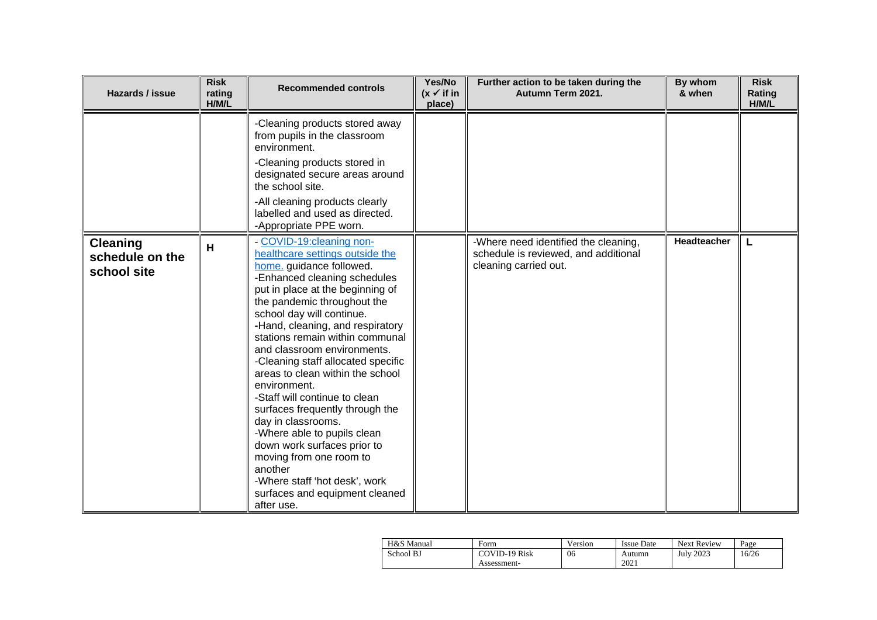| Hazards / issue | Risk rating H/M/L | Recommended controls | Yes/No (x ✓ if in place) | Further action to be taken during the Autumn Term 2021. | By whom & when | Risk Rating H/M/L |
|---|---|---|---|---|---|---|
| | | -Cleaning products stored away from pupils in the classroom environment.<br>-Cleaning products stored in designated secure areas around the school site.<br>-All cleaning products clearly labelled and used as directed.<br>-Appropriate PPE worn. | | | | |
| **Cleaning schedule on the school site** | **H** | - [COVID-19:cleaning non-healthcare settings outside the home.]() guidance followed.<br>-Enhanced cleaning schedules put in place at the beginning of the pandemic throughout the school day will continue.<br>-Hand, cleaning, and respiratory stations remain within communal and classroom environments.<br>-Cleaning staff allocated specific areas to clean within the school environment.<br>-Staff will continue to clean surfaces frequently through the day in classrooms.<br>-Where able to pupils clean down work surfaces prior to moving from one room to another<br>-Where staff 'hot desk', work surfaces and equipment cleaned after use. | | -Where need identified the cleaning, schedule is reviewed, and additional cleaning carried out. | **Headteacher** | **L** |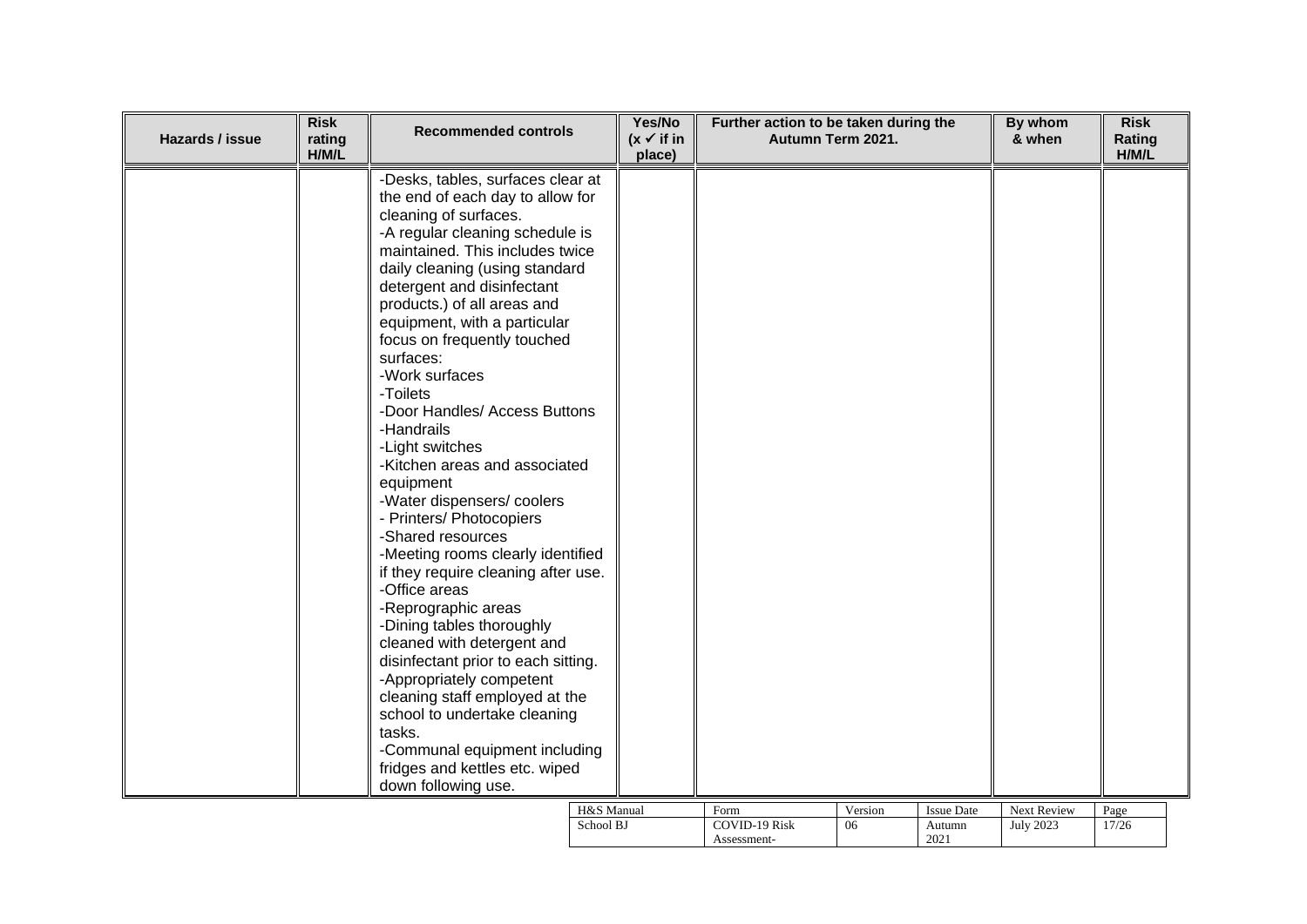| Hazards / issue | Risk rating H/M/L | Recommended controls | Yes/No (x ✓ if in place) | Further action to be taken during the Autumn Term 2021. | By whom & when | Risk Rating H/M/L |
|---|---|---|---|---|---|---|
| | | -Desks, tables, surfaces clear at the end of each day to allow for cleaning of surfaces.<br>-A regular cleaning schedule is maintained. This includes twice daily cleaning (using standard detergent and disinfectant products.) of all areas and equipment, with a particular focus on frequently touched surfaces:<br>-Work surfaces<br>-Toilets<br>-Door Handles/ Access Buttons<br>-Handrails<br>-Light switches<br>-Kitchen areas and associated equipment<br>-Water dispensers/ coolers<br>- Printers/ Photocopiers<br>-Shared resources<br>-Meeting rooms clearly identified if they require cleaning after use.<br>-Office areas<br>-Reprographic areas<br>-Dining tables thoroughly cleaned with detergent and disinfectant prior to each sitting.<br>-Appropriately competent cleaning staff employed at the school to undertake cleaning tasks.<br>-Communal equipment including fridges and kettles etc. wiped down following use. | | | | |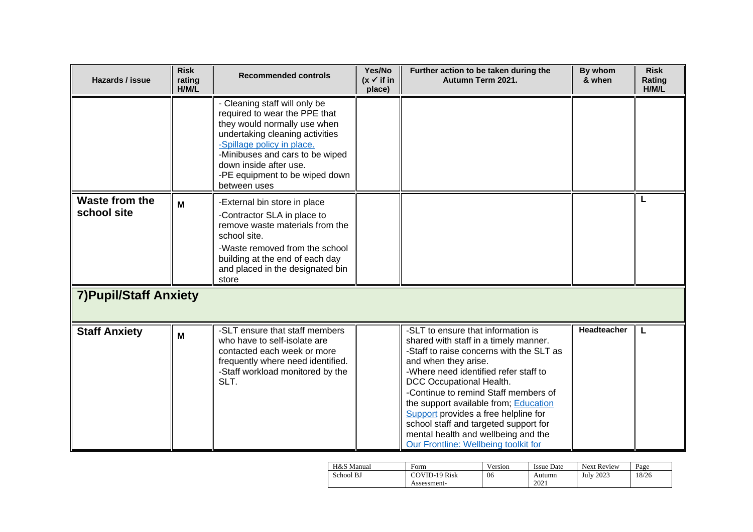| Hazards / issue | Risk rating H/M/L | Recommended controls | Yes/No (x ✓ if in place) | Further action to be taken during the Autumn Term 2021. | By whom & when | Risk Rating H/M/L |
|---|---|---|---|---|---|---|
| | | - Cleaning staff will only be required to wear the PPE that they would normally use when undertaking cleaning activities<br>-Spillage policy in place.<br>-Minibuses and cars to be wiped down inside after use.<br>-PE equipment to be wiped down between uses | | | | |
| **Waste from the school site** | **M** | -External bin store in place<br>-Contractor SLA in place to remove waste materials from the school site.<br>-Waste removed from the school building at the end of each day and placed in the designated bin store | | | | **L** |
| **7)Pupil/Staff Anxiety** | | | | | | |
| **Staff Anxiety** | **M** | -SLT ensure that staff members who have to self-isolate are contacted each week or more frequently where need identified.<br>-Staff workload monitored by the SLT. | | -SLT to ensure that information is shared with staff in a timely manner.<br>-Staff to raise concerns with the SLT as and when they arise.<br>-Where need identified refer staff to DCC Occupational Health.<br>-Continue to remind Staff members of the support available from; Education Support provides a free helpline for school staff and targeted support for mental health and wellbeing and the Our Frontline: Wellbeing toolkit for | **Headteacher** | **L** |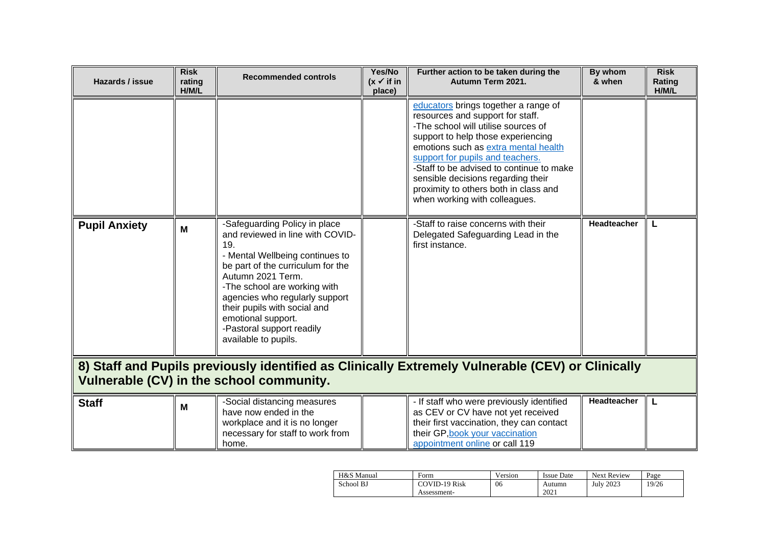| Hazards / issue | Risk rating H/M/L | Recommended controls | Yes/No (x ✓ if in place) | Further action to be taken during the Autumn Term 2021. | By whom & when | Risk Rating H/M/L |
|---|---|---|---|---|---|---|
| | | | | educators brings together a range of resources and support for staff.<br>-The school will utilise sources of support to help those experiencing emotions such as extra mental health support for pupils and teachers.<br>-Staff to be advised to continue to make sensible decisions regarding their proximity to others both in class and when working with colleagues. | | |
| **Pupil Anxiety** | **M** | -Safeguarding Policy in place and reviewed in line with COVID-19.<br>- Mental Wellbeing continues to be part of the curriculum for the Autumn 2021 Term.<br>-The school are working with agencies who regularly support their pupils with social and emotional support.<br>-Pastoral support readily available to pupils. | | -Staff to raise concerns with their Delegated Safeguarding Lead in the first instance. | **Headteacher** | **L** |
| **8) Staff and Pupils previously identified as Clinically Extremely Vulnerable (CEV) or Clinically Vulnerable (CV) in the school community.** | | | | | | |
| **Staff** | **M** | -Social distancing measures have now ended in the workplace and it is no longer necessary for staff to work from home. | | - If staff who were previously identified as CEV or CV have not yet received their first vaccination, they can contact their GP, book your vaccination appointment online or call 119 | **Headteacher** | **L** |

| H&S Manual | Form | Version | Issue Date | Next Review |
|---|---|---|---|---|
| School BJ | COVID-19 Risk Assessment- | 06 | Autumn 2021 | July 2023 |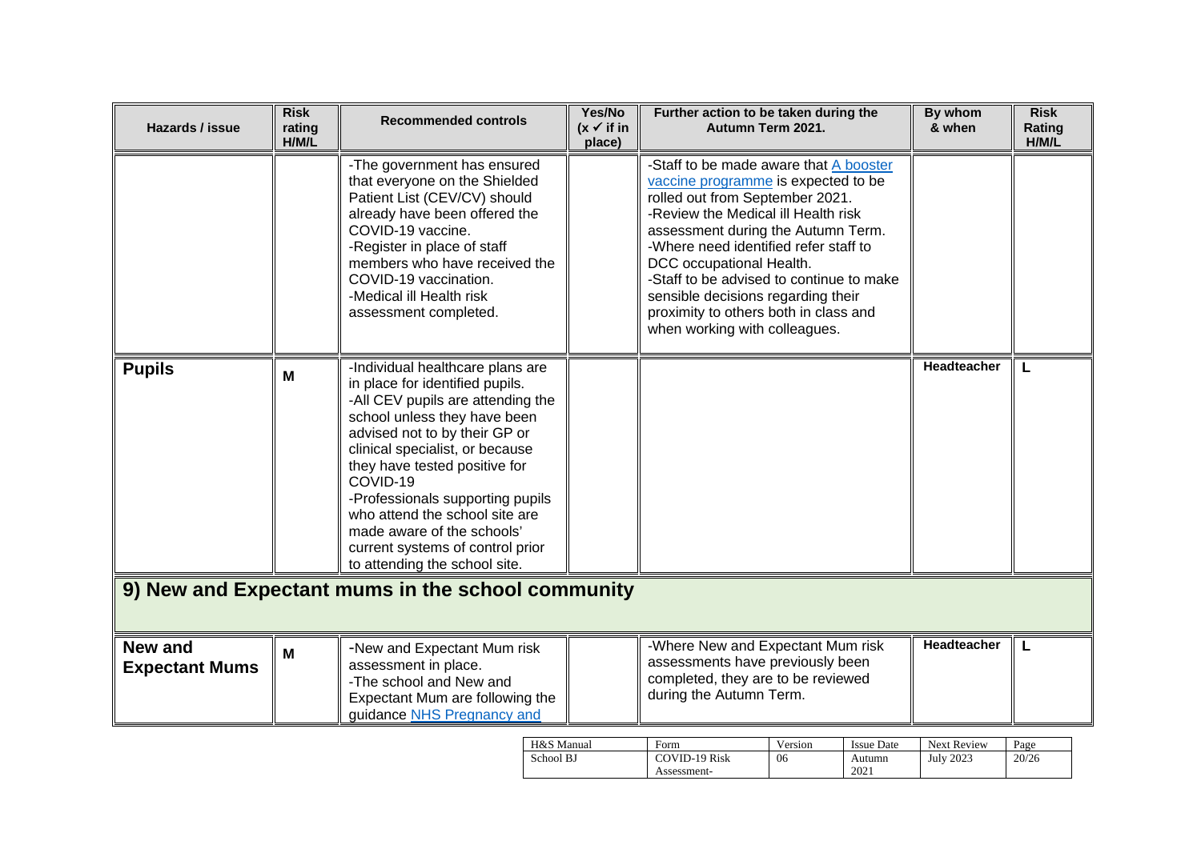| Hazards / issue | Risk rating H/M/L | Recommended controls | Yes/No (x ✓ if in place) | Further action to be taken during the Autumn Term 2021. | By whom & when | Risk Rating H/M/L |
|---|---|---|---|---|---|---|
| | | -The government has ensured that everyone on the Shielded Patient List (CEV/CV) should already have been offered the COVID-19 vaccine.<br>-Register in place of staff members who have received the COVID-19 vaccination.<br>-Medical ill Health risk assessment completed. | | -Staff to be made aware that A booster vaccine programme is expected to be rolled out from September 2021.<br>-Review the Medical ill Health risk assessment during the Autumn Term.<br>-Where need identified refer staff to DCC occupational Health.<br>-Staff to be advised to continue to make sensible decisions regarding their proximity to others both in class and when working with colleagues. | | |
| **Pupils** | M | -Individual healthcare plans are in place for identified pupils.<br>-All CEV pupils are attending the school unless they have been advised not to by their GP or clinical specialist, or because they have tested positive for COVID-19<br>-Professionals supporting pupils who attend the school site are made aware of the schools' current systems of control prior to attending the school site. | | | **Headteacher** | L |
| **9) New and Expectant mums in the school community** | | | | | | |
| **New and Expectant Mums** | M | -New and Expectant Mum risk assessment in place.<br>-The school and New and Expectant Mum are following the guidance NHS Pregnancy and | | -Where New and Expectant Mum risk assessments have previously been completed, they are to be reviewed during the Autumn Term. | **Headteacher** | L |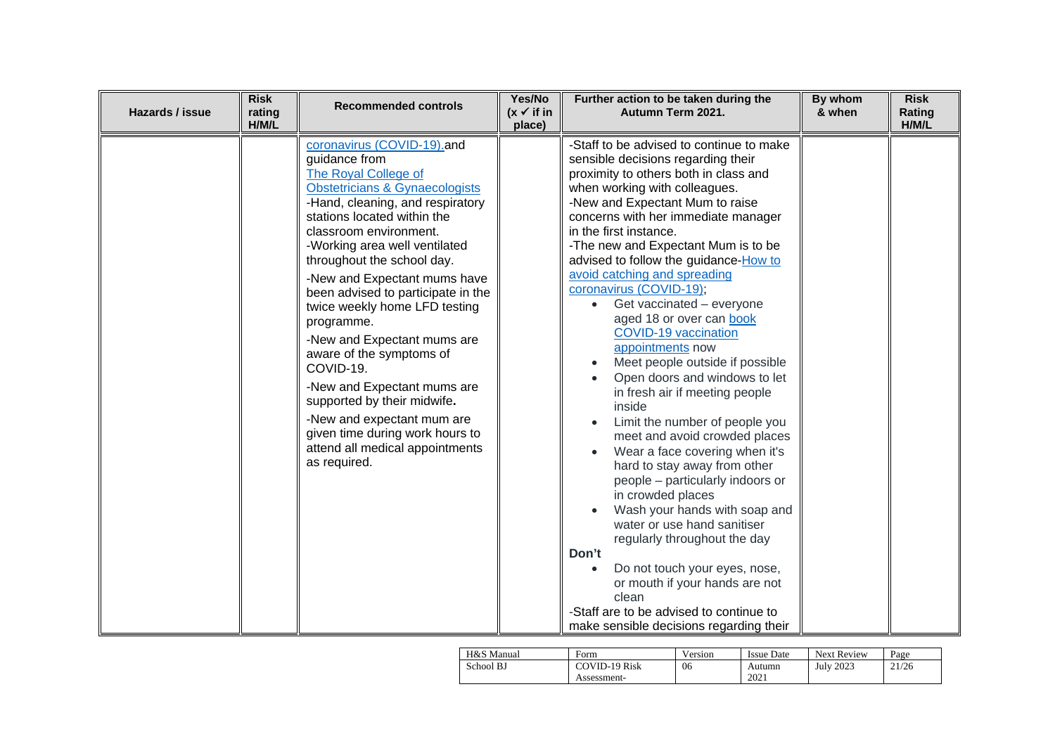| Hazards / issue | Risk rating H/M/L | Recommended controls | Yes/No (x ✓ if in place) | Further action to be taken during the Autumn Term 2021. | By whom & when | Risk Rating H/M/L |
|---|---|---|---|---|---|---|
| | | coronavirus (COVID-19). and guidance from The Royal College of Obstetricians & Gynaecologists<br>-Hand, cleaning, and respiratory stations located within the classroom environment.<br>-Working area well ventilated throughout the school day.<br>-New and Expectant mums have been advised to participate in the twice weekly home LFD testing programme.<br>-New and Expectant mums are aware of the symptoms of COVID-19.<br>-New and Expectant mums are supported by their midwife**.**<br>-New and expectant mum are given time during work hours to attend all medical appointments as required. | | -Staff to be advised to continue to make sensible decisions regarding their proximity to others both in class and when working with colleagues.<br>-New and Expectant Mum to raise concerns with her immediate manager in the first instance.<br>-The new and Expectant Mum is to be advised to follow the guidance-How to avoid catching and spreading coronavirus (COVID-19);<br>• Get vaccinated – everyone aged 18 or over can book COVID-19 vaccination appointments now<br>• Meet people outside if possible<br>• Open doors and windows to let in fresh air if meeting people inside<br>• Limit the number of people you meet and avoid crowded places<br>• Wear a face covering when it's hard to stay away from other people – particularly indoors or in crowded places<br>• Wash your hands with soap and water or use hand sanitiser regularly throughout the day<br>**Don't**<br>• Do not touch your eyes, nose, or mouth if your hands are not clean<br>-Staff are to be advised to continue to make sensible decisions regarding their | | |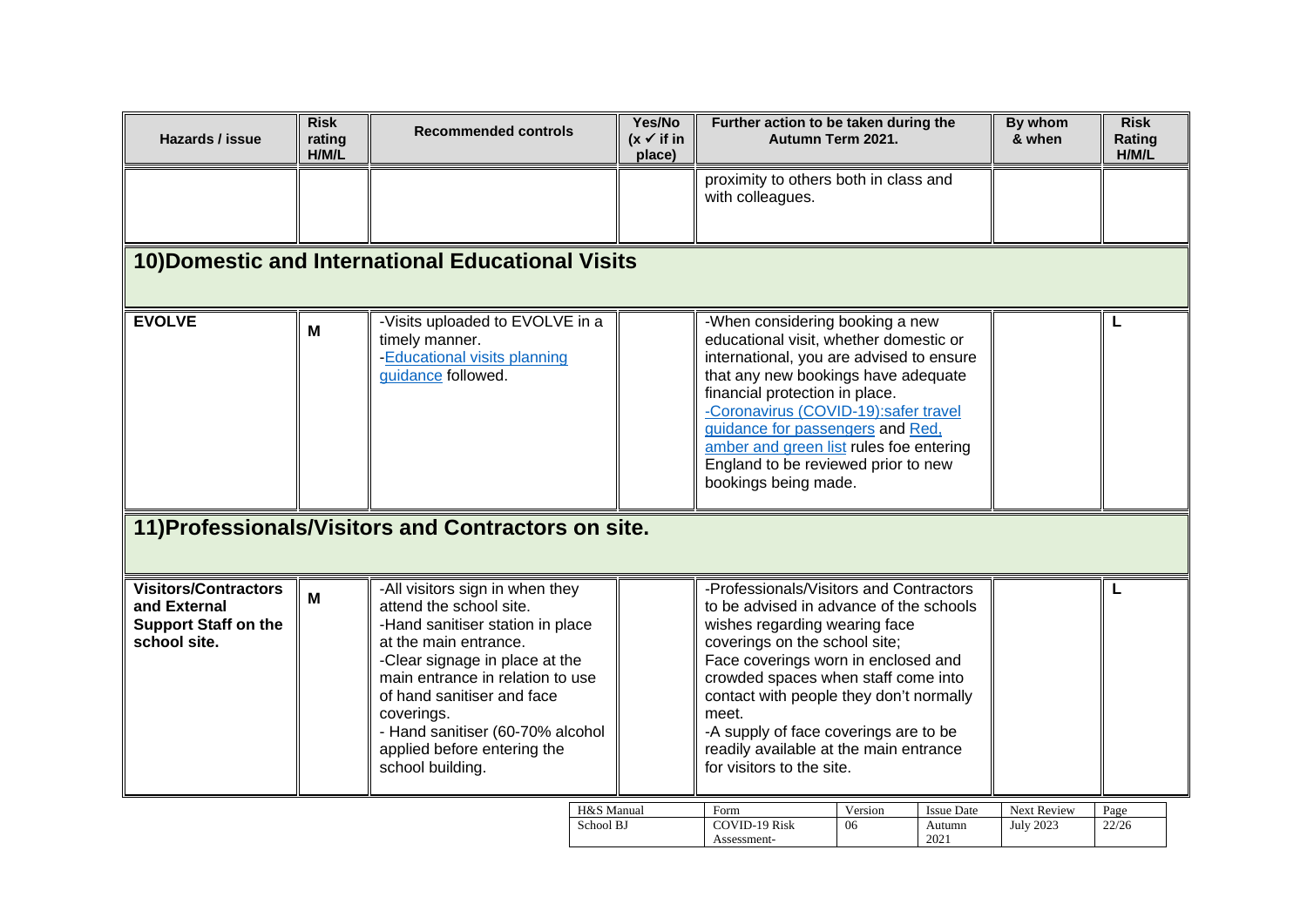| Hazards / issue | Risk rating H/M/L | Recommended controls | Yes/No (x ✓ if in place) | Further action to be taken during the Autumn Term 2021. | By whom & when | Risk Rating H/M/L |
|---|---|---|---|---|---|---|
| | | | | proximity to others both in class and with colleagues. | | |

## 10)Domestic and International Educational Visits

| Hazards / issue | Risk rating H/M/L | Recommended controls | Yes/No (x ✓ if in place) | Further action to be taken during the Autumn Term 2021. | By whom & when | Risk Rating H/M/L |
|---|---|---|---|---|---|---|
| **EVOLVE** | **M** | -Visits uploaded to EVOLVE in a timely manner.<br>-Educational visits planning guidance followed. | | -When considering booking a new educational visit, whether domestic or international, you are advised to ensure that any new bookings have adequate financial protection in place.<br>-Coronavirus (COVID-19):safer travel guidance for passengers and Red, amber and green list rules foe entering England to be reviewed prior to new bookings being made. | | **L** |

## 11)Professionals/Visitors and Contractors on site.

| Hazards / issue | Risk rating H/M/L | Recommended controls | Yes/No (x ✓ if in place) | Further action to be taken during the Autumn Term 2021. | By whom & when | Risk Rating H/M/L |
|---|---|---|---|---|---|---|
| **Visitors/Contractors and External Support Staff on the school site.** | **M** | -All visitors sign in when they attend the school site.<br>-Hand sanitiser station in place at the main entrance.<br>-Clear signage in place at the main entrance in relation to use of hand sanitiser and face coverings.<br>- Hand sanitiser (60-70% alcohol applied before entering the school building. | | -Professionals/Visitors and Contractors to be advised in advance of the schools wishes regarding wearing face coverings on the school site;<br>Face coverings worn in enclosed and crowded spaces when staff come into contact with people they don't normally meet.<br>-A supply of face coverings are to be readily available at the main entrance for visitors to the site. | | **L** |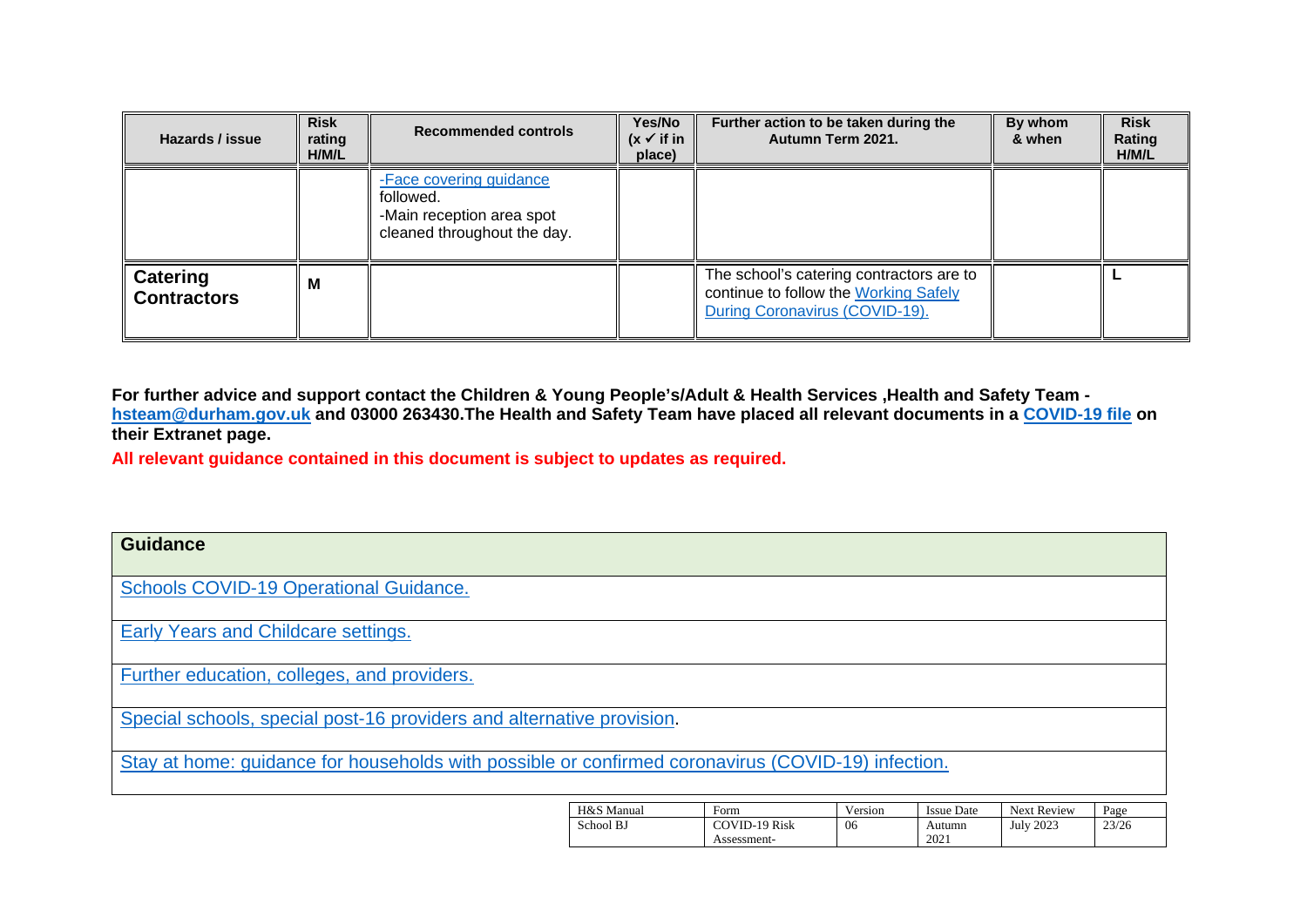| Hazards / issue | Risk rating H/M/L | Recommended controls | Yes/No (x ✓ if in place) | Further action to be taken during the Autumn Term 2021. | By whom & when | Risk Rating H/M/L |
|---|---|---|---|---|---|---|
| | | -Face covering guidance followed.<br>-Main reception area spot cleaned throughout the day. | | | | |
| **Catering Contractors** | **M** | | | The school's catering contractors are to continue to follow the Working Safely During Coronavirus (COVID-19). | | **L** |

**For further advice and support contact the Children & Young People's/Adult & Health Services ,Health and Safety Team - hsteam@durham.gov.uk and 03000 263430.The Health and Safety Team have placed all relevant documents in a COVID-19 file on their Extranet page.**

**All relevant guidance contained in this document is subject to updates as required.**

| Guidance |
|---|
| Schools COVID-19 Operational Guidance. |
| Early Years and Childcare settings. |
| Further education, colleges, and providers. |
| Special schools, special post-16 providers and alternative provision. |
| Stay at home: guidance for households with possible or confirmed coronavirus (COVID-19) infection. |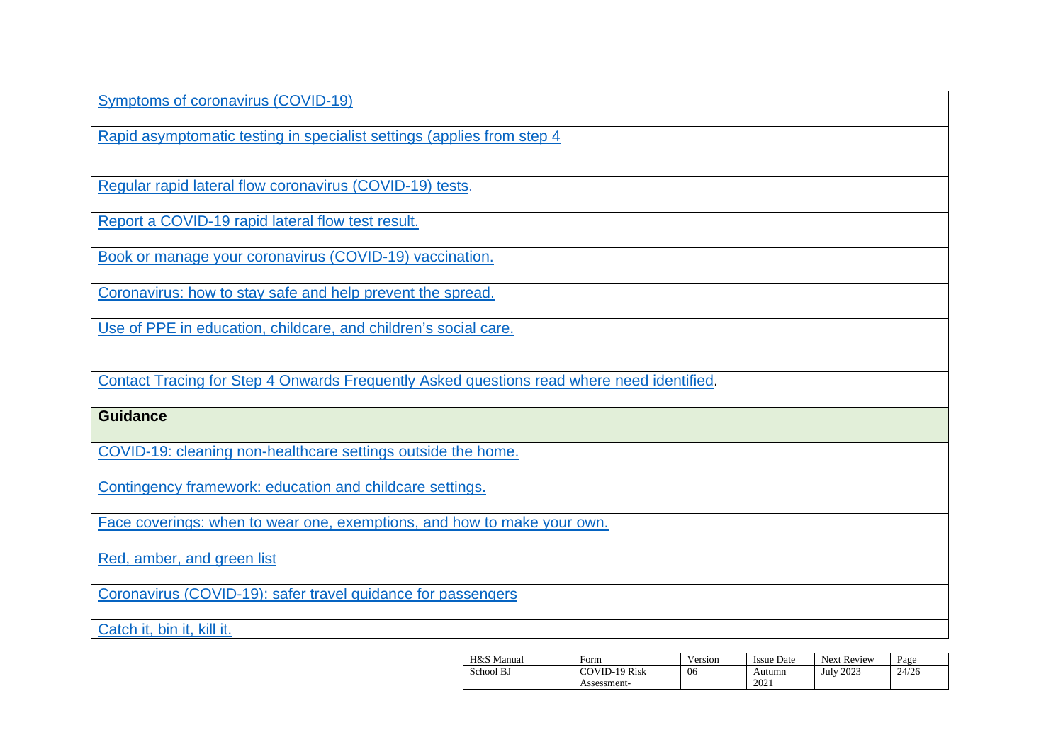| Symptoms of coronavirus (COVID-19) |
|---|
| Rapid asymptomatic testing in specialist settings (applies from step 4 |
| Regular rapid lateral flow coronavirus (COVID-19) tests. |
| Report a COVID-19 rapid lateral flow test result. |
| Book or manage your coronavirus (COVID-19) vaccination. |
| Coronavirus: how to stay safe and help prevent the spread. |
| Use of PPE in education, childcare, and children's social care. |
| Contact Tracing for Step 4 Onwards Frequently Asked questions read where need identified. |
| **Guidance** |
| COVID-19: cleaning non-healthcare settings outside the home. |
| Contingency framework: education and childcare settings. |
| Face coverings: when to wear one, exemptions, and how to make your own. |
| Red, amber, and green list |
| Coronavirus (COVID-19): safer travel guidance for passengers |
| Catch it, bin it, kill it. |

| H&S Manual | Form | Version | Issue Date | Next Review | Page |
|---|---|---|---|---|---|
| School BJ | COVID-19 Risk Assessment- | 06 | Autumn 2021 | July 2023 | 24/26 |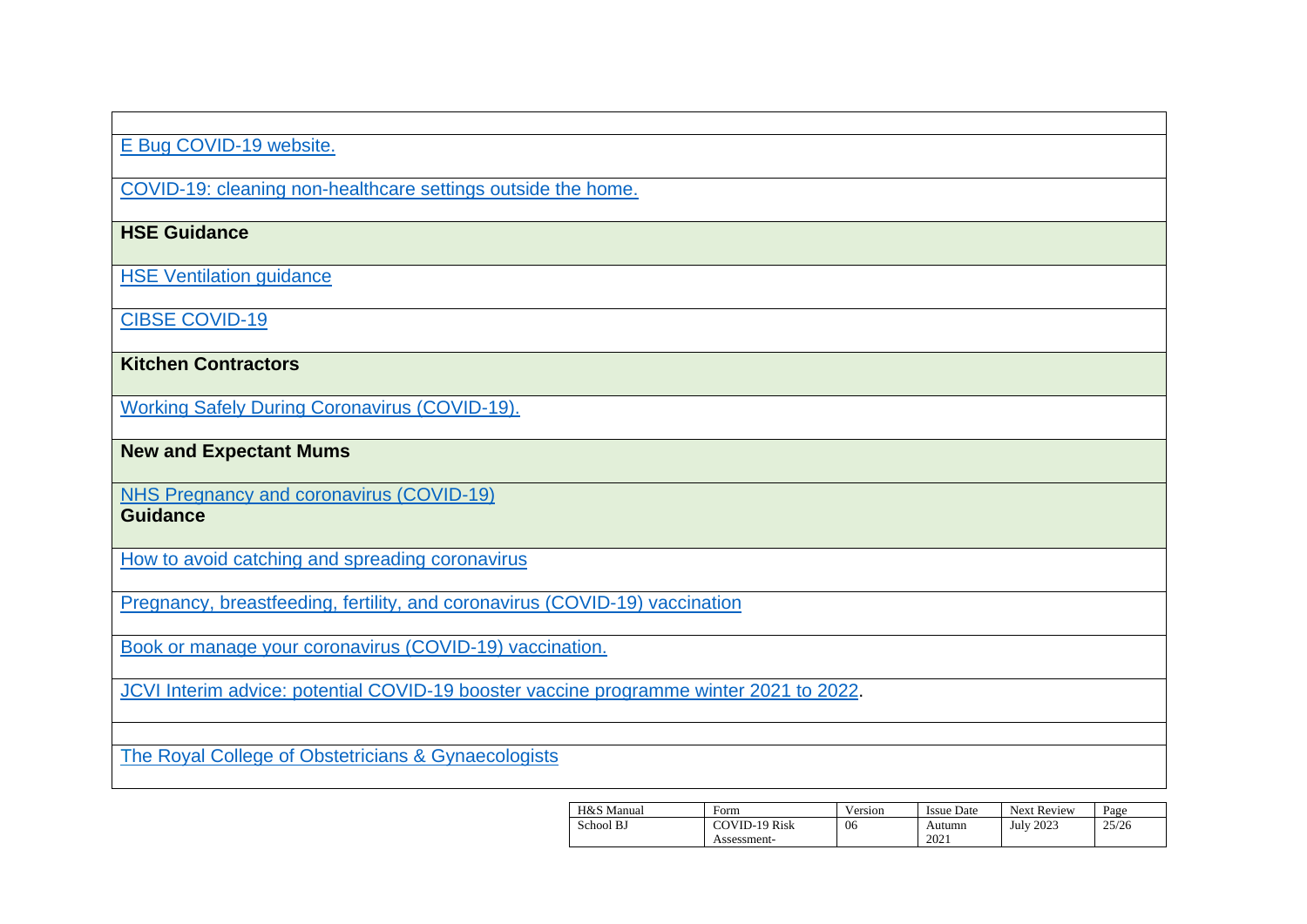| |
|---|
| E Bug COVID-19 website. |
| COVID-19: cleaning non-healthcare settings outside the home. |
| **HSE Guidance** |
| HSE Ventilation guidance |
| CIBSE COVID-19 |
| **Kitchen Contractors** |
| Working Safely During Coronavirus (COVID-19). |
| **New and Expectant Mums** |
| NHS Pregnancy and coronavirus (COVID-19) **Guidance** |
| How to avoid catching and spreading coronavirus |
| Pregnancy, breastfeeding, fertility, and coronavirus (COVID-19) vaccination |
| Book or manage your coronavirus (COVID-19) vaccination. |
| JCVI Interim advice: potential COVID-19 booster vaccine programme winter 2021 to 2022. |
| |
| The Royal College of Obstetricians & Gynaecologists |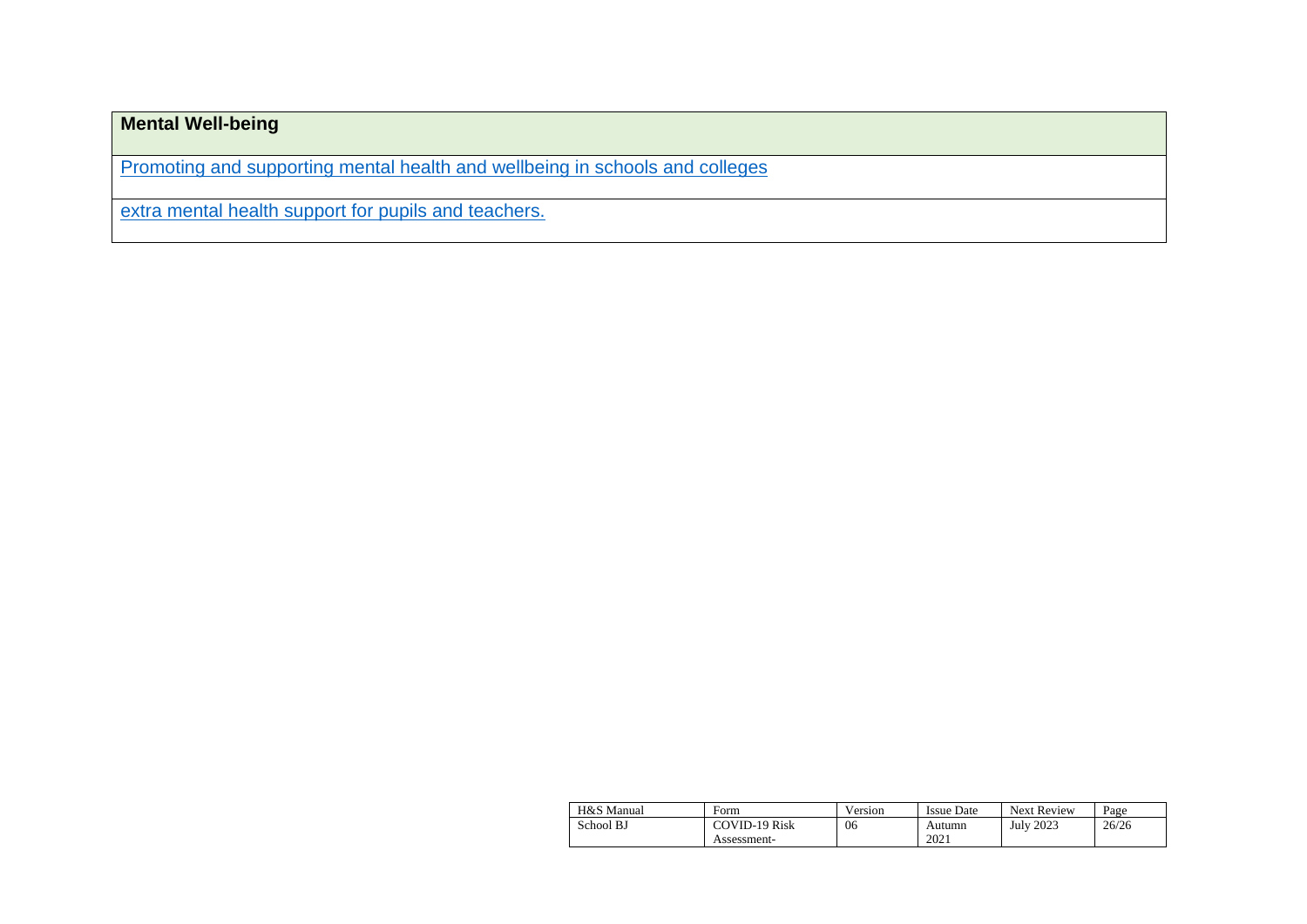| Mental Well-being |
| --- |
| Promoting and supporting mental health and wellbeing in schools and colleges |
| extra mental health support for pupils and teachers. |